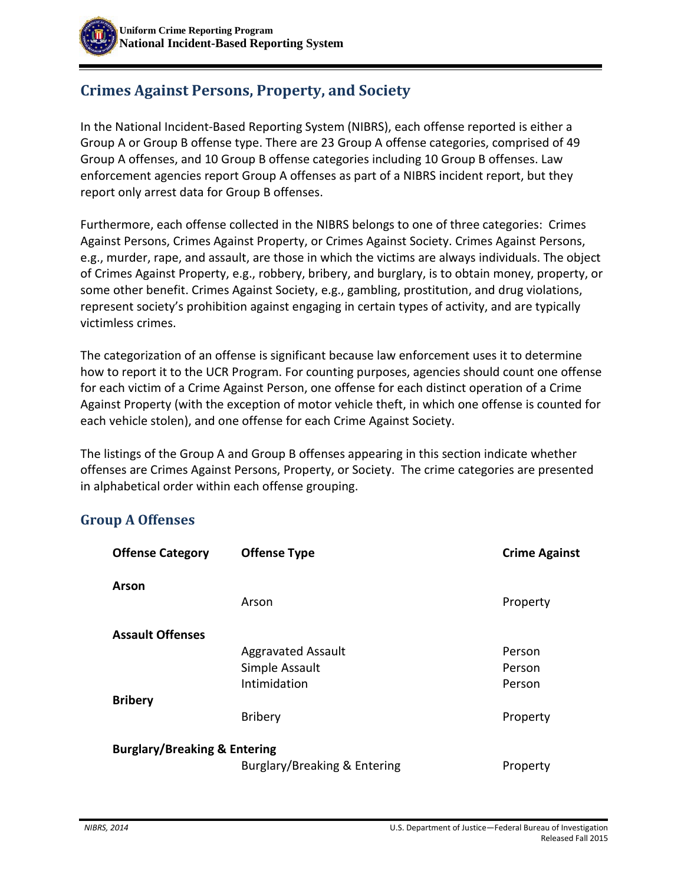## Crimes Against Persons, Property, and Society

In the National Incident-Based Reporting System (NIBRS), each offense reported is either a Group A or Group B offense type. There are 23 Group A offense categories, comprised of 49 Group A offenses, and 10 Group B offense categories including 10 Group B offenses. Law enforcement agencies report Group A offenses as part of a NIBRS incident report, but they report only arrest data for Group B offenses.

Furthermore, each offense collected in the NIBRS belongs to one of three categories: Crimes Against Persons, Crimes Against Property, or Crimes Against Society. Crimes Against Persons, e.g., murder, rape, and assault, are those in which the victims are always individuals. The object of Crimes Against Property, e.g., robbery, bribery, and burglary, is to obtain money, property, or some other benefit. Crimes Against Society, e.g., gambling, prostitution, and drug violations, represent society's prohibition against engaging in certain types of activity, and are typically victimless crimes.

The categorization of an offense is significant because law enforcement uses it to determine how to report it to the UCR Program. For counting purposes, agencies should count one offense for each victim of a Crime Against Person, one offense for each distinct operation of a Crime Against Property (with the exception of motor vehicle theft, in which one offense is counted for each vehicle stolen), and one offense for each Crime Against Society.

The listings of the Group A and Group B offenses appearing in this section indicate whether offenses are Crimes Against Persons, Property, or Society. The crime categories are presented in alphabetical order within each offense grouping.

### Group A Offenses

| Offense Category | Offense Type | Crime Against |
|---|---|---|
| **Arson** | | |
| | Arson | Property |
| **Assault Offenses** | | |
| | Aggravated Assault | Person |
| | Simple Assault | Person |
| | Intimidation | Person |
| **Bribery** | | |
| | Bribery | Property |
| **Burglary/Breaking & Entering** | | |
| | Burglary/Breaking & Entering | Property |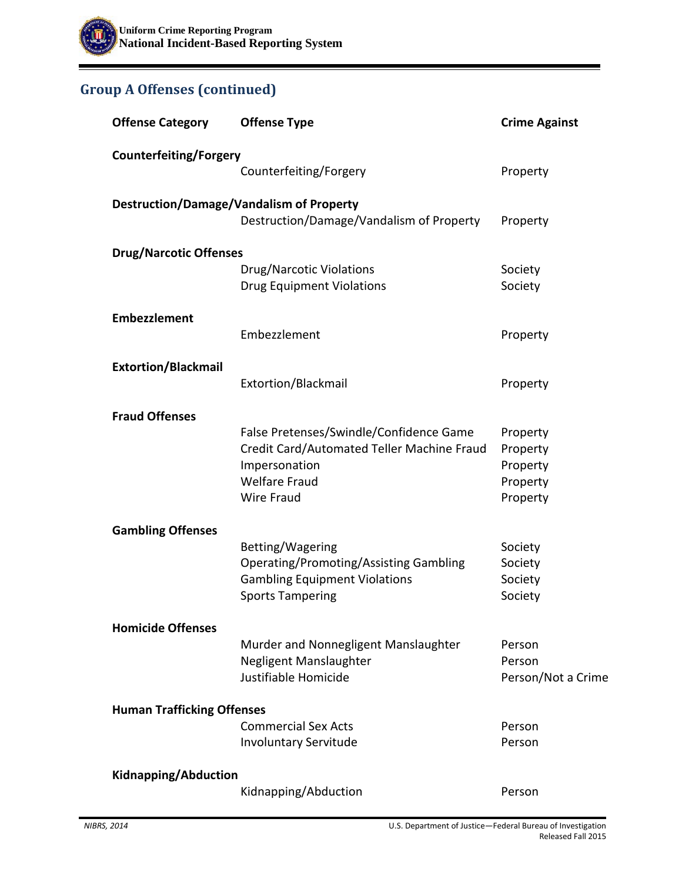## Group A Offenses (continued)

| Offense Category | Offense Type | Crime Against |
|---|---|---|
| **Counterfeiting/Forgery** | | |
| | Counterfeiting/Forgery | Property |
| **Destruction/Damage/Vandalism of Property** | | |
| | Destruction/Damage/Vandalism of Property | Property |
| **Drug/Narcotic Offenses** | | |
| | Drug/Narcotic Violations | Society |
| | Drug Equipment Violations | Society |
| **Embezzlement** | | |
| | Embezzlement | Property |
| **Extortion/Blackmail** | | |
| | Extortion/Blackmail | Property |
| **Fraud Offenses** | | |
| | False Pretenses/Swindle/Confidence Game | Property |
| | Credit Card/Automated Teller Machine Fraud | Property |
| | Impersonation | Property |
| | Welfare Fraud | Property |
| | Wire Fraud | Property |
| **Gambling Offenses** | | |
| | Betting/Wagering | Society |
| | Operating/Promoting/Assisting Gambling | Society |
| | Gambling Equipment Violations | Society |
| | Sports Tampering | Society |
| **Homicide Offenses** | | |
| | Murder and Nonnegligent Manslaughter | Person |
| | Negligent Manslaughter | Person |
| | Justifiable Homicide | Person/Not a Crime |
| **Human Trafficking Offenses** | | |
| | Commercial Sex Acts | Person |
| | Involuntary Servitude | Person |
| **Kidnapping/Abduction** | | |
| | Kidnapping/Abduction | Person |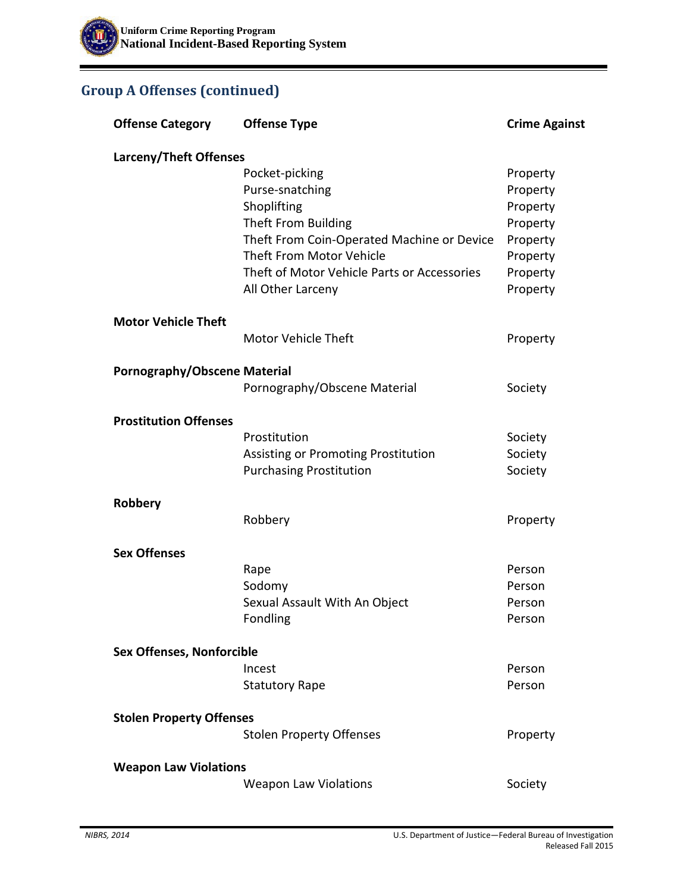## Group A Offenses (continued)

| Offense Category | Offense Type | Crime Against |
|---|---|---|
| **Larceny/Theft Offenses** | | |
| | Pocket-picking | Property |
| | Purse-snatching | Property |
| | Shoplifting | Property |
| | Theft From Building | Property |
| | Theft From Coin-Operated Machine or Device | Property |
| | Theft From Motor Vehicle | Property |
| | Theft of Motor Vehicle Parts or Accessories | Property |
| | All Other Larceny | Property |
| **Motor Vehicle Theft** | | |
| | Motor Vehicle Theft | Property |
| **Pornography/Obscene Material** | | |
| | Pornography/Obscene Material | Society |
| **Prostitution Offenses** | | |
| | Prostitution | Society |
| | Assisting or Promoting Prostitution | Society |
| | Purchasing Prostitution | Society |
| **Robbery** | | |
| | Robbery | Property |
| **Sex Offenses** | | |
| | Rape | Person |
| | Sodomy | Person |
| | Sexual Assault With An Object | Person |
| | Fondling | Person |
| **Sex Offenses, Nonforcible** | | |
| | Incest | Person |
| | Statutory Rape | Person |
| **Stolen Property Offenses** | | |
| | Stolen Property Offenses | Property |
| **Weapon Law Violations** | | |
| | Weapon Law Violations | Society |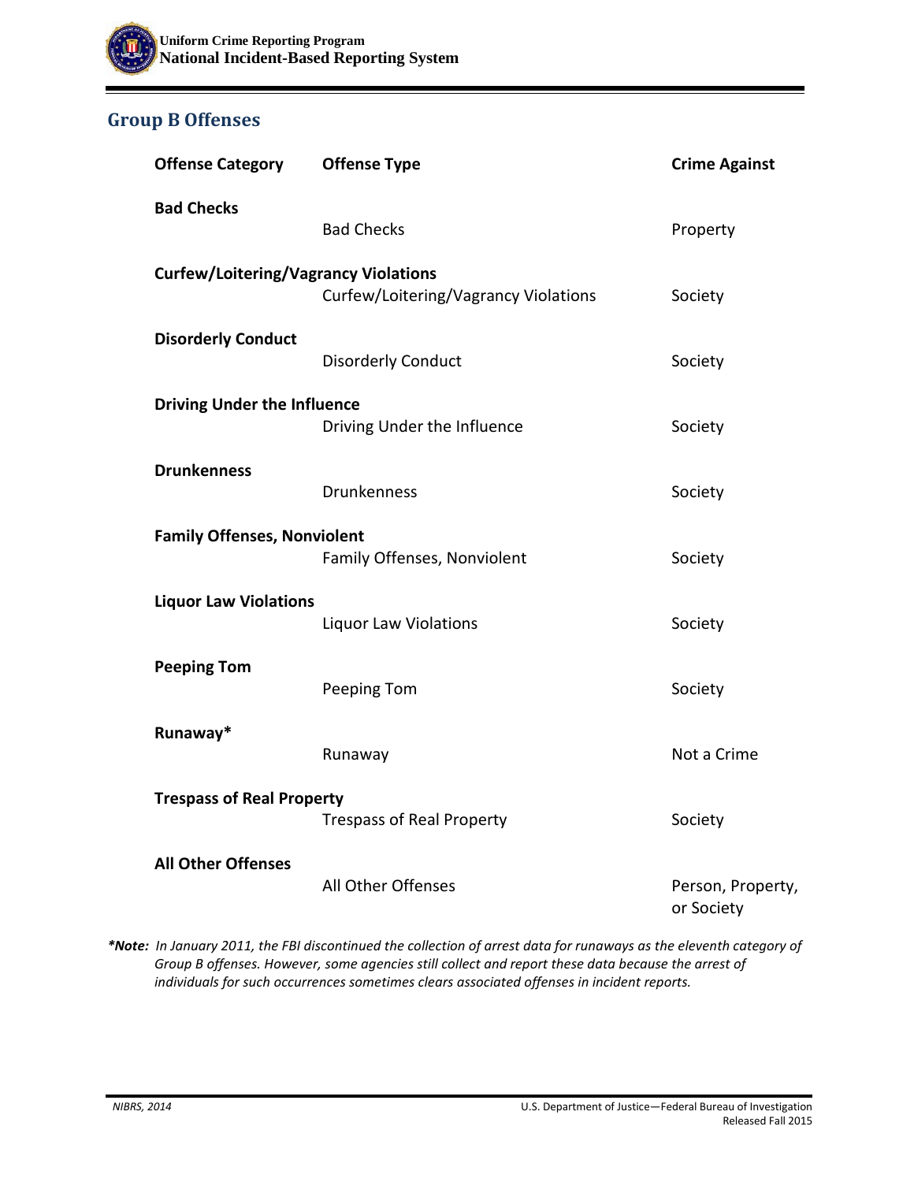## Group B Offenses

| Offense Category | Offense Type | Crime Against |
|---|---|---|
| **Bad Checks** | Bad Checks | Property |
| **Curfew/Loitering/Vagrancy Violations** | Curfew/Loitering/Vagrancy Violations | Society |
| **Disorderly Conduct** | Disorderly Conduct | Society |
| **Driving Under the Influence** | Driving Under the Influence | Society |
| **Drunkenness** | Drunkenness | Society |
| **Family Offenses, Nonviolent** | Family Offenses, Nonviolent | Society |
| **Liquor Law Violations** | Liquor Law Violations | Society |
| **Peeping Tom** | Peeping Tom | Society |
| **Runaway*** | Runaway | Not a Crime |
| **Trespass of Real Property** | Trespass of Real Property | Society |
| **All Other Offenses** | All Other Offenses | Person, Property, or Society |

***Note:** *In January 2011, the FBI discontinued the collection of arrest data for runaways as the eleventh category of Group B offenses. However, some agencies still collect and report these data because the arrest of individuals for such occurrences sometimes clears associated offenses in incident reports.*